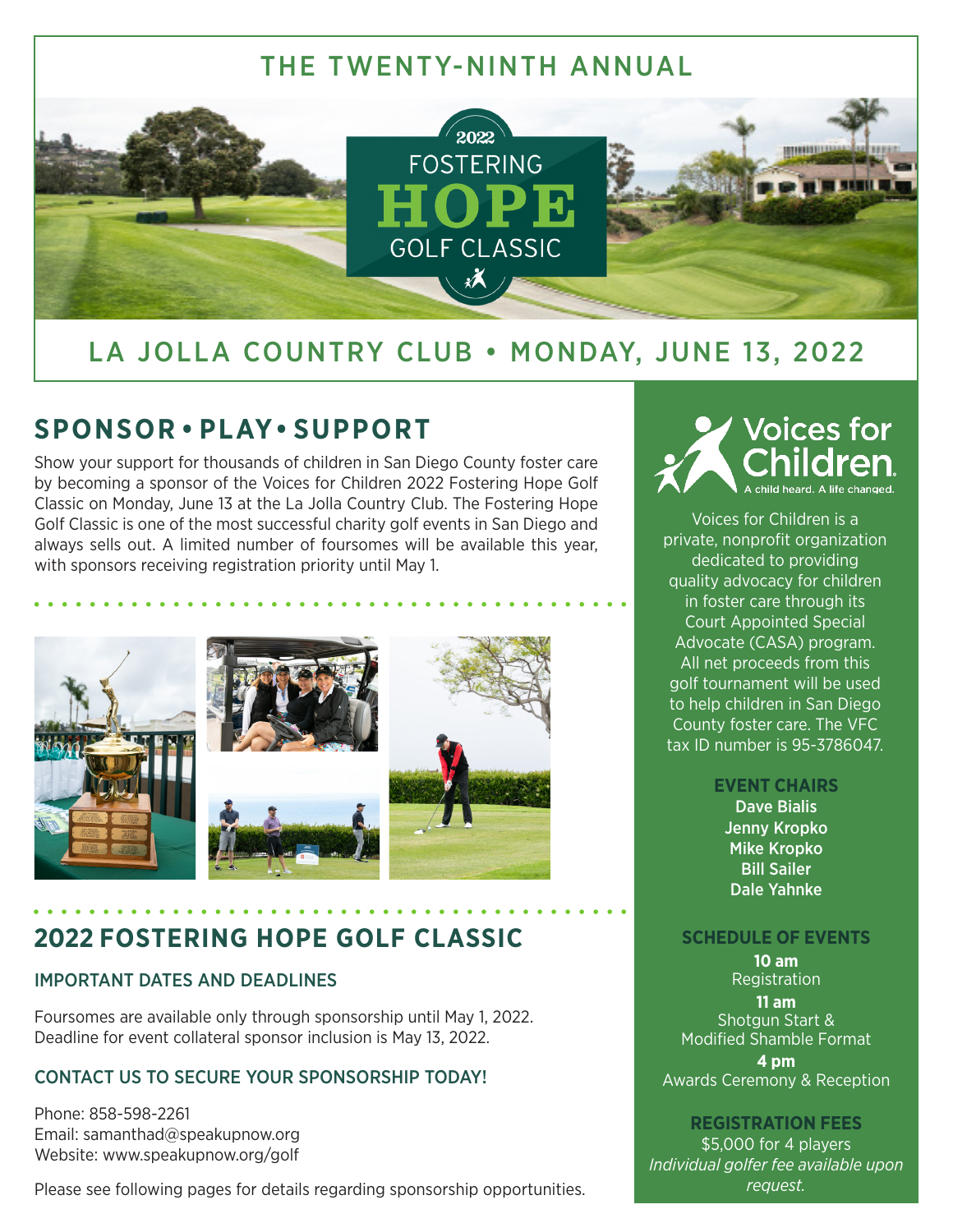THE TWENTY-NINTH ANNUAL

2022 FOSTERING **HOPE** GOLF CLASSIC

# LA JOLLA COUNTRY CLUB • MONDAY, JUNE 13, 2022

## SPONSOR • PLAY • SUPPORT

Show your support for thousands of children in San Diego County foster care by becoming a sponsor of the Voices for Children 2022 Fostering Hope Golf Classic on Monday, June 13 at the La Jolla Country Club. The Fostering Hope Golf Classic is one of the most successful charity golf events in San Diego and always sells out. A limited number of foursomes will be available this year, with sponsors receiving registration priority until May 1.

## 2022 FOSTERING HOPE GOLF CLASSIC

### IMPORTANT DATES AND DEADLINES

Foursomes are available only through sponsorship until May 1, 2022.
Deadline for event collateral sponsor inclusion is May 13, 2022.

### CONTACT US TO SECURE YOUR SPONSORSHIP TODAY!

Phone: 858-598-2261
Email: samanthad@speakupnow.org
Website: www.speakupnow.org/golf

Please see following pages for details regarding sponsorship opportunities.

Voices for Children
A child heard. A life changed.

Voices for Children is a private, nonprofit organization dedicated to providing quality advocacy for children in foster care through its Court Appointed Special Advocate (CASA) program. All net proceeds from this golf tournament will be used to help children in San Diego County foster care. The VFC tax ID number is 95-3786047.

### EVENT CHAIRS

**Dave Bialis**
**Jenny Kropko**
**Mike Kropko**
**Bill Sailer**
**Dale Yahnke**

### SCHEDULE OF EVENTS

**10 am**
Registration

**11 am**
Shotgun Start &
Modified Shamble Format

**4 pm**
Awards Ceremony & Reception

### REGISTRATION FEES

$5,000 for 4 players
*Individual golfer fee available upon request.*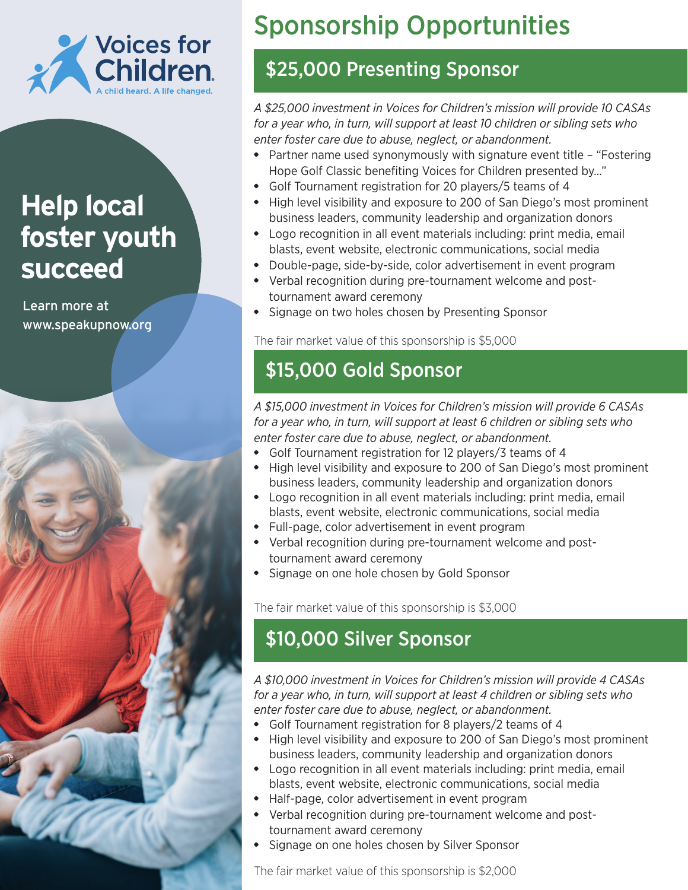Voices for Children

A child heard. A life changed.

# Help local foster youth succeed

Learn more at www.speakupnow.org

# Sponsorship Opportunities

## $25,000 Presenting Sponsor

*A $25,000 investment in Voices for Children's mission will provide 10 CASAs for a year who, in turn, will support at least 10 children or sibling sets who enter foster care due to abuse, neglect, or abandonment.*

- Partner name used synonymously with signature event title – "Fostering Hope Golf Classic benefiting Voices for Children presented by…"
- Golf Tournament registration for 20 players/5 teams of 4
- High level visibility and exposure to 200 of San Diego's most prominent business leaders, community leadership and organization donors
- Logo recognition in all event materials including: print media, email blasts, event website, electronic communications, social media
- Double-page, side-by-side, color advertisement in event program
- Verbal recognition during pre-tournament welcome and post-tournament award ceremony
- Signage on two holes chosen by Presenting Sponsor

The fair market value of this sponsorship is $5,000

## $15,000 Gold Sponsor

*A $15,000 investment in Voices for Children's mission will provide 6 CASAs for a year who, in turn, will support at least 6 children or sibling sets who enter foster care due to abuse, neglect, or abandonment.*

- Golf Tournament registration for 12 players/3 teams of 4
- High level visibility and exposure to 200 of San Diego's most prominent business leaders, community leadership and organization donors
- Logo recognition in all event materials including: print media, email blasts, event website, electronic communications, social media
- Full-page, color advertisement in event program
- Verbal recognition during pre-tournament welcome and post-tournament award ceremony
- Signage on one hole chosen by Gold Sponsor

The fair market value of this sponsorship is $3,000

## $10,000 Silver Sponsor

*A $10,000 investment in Voices for Children's mission will provide 4 CASAs for a year who, in turn, will support at least 4 children or sibling sets who enter foster care due to abuse, neglect, or abandonment.*

- Golf Tournament registration for 8 players/2 teams of 4
- High level visibility and exposure to 200 of San Diego's most prominent business leaders, community leadership and organization donors
- Logo recognition in all event materials including: print media, email blasts, event website, electronic communications, social media
- Half-page, color advertisement in event program
- Verbal recognition during pre-tournament welcome and post-tournament award ceremony
- Signage on one holes chosen by Silver Sponsor

The fair market value of this sponsorship is $2,000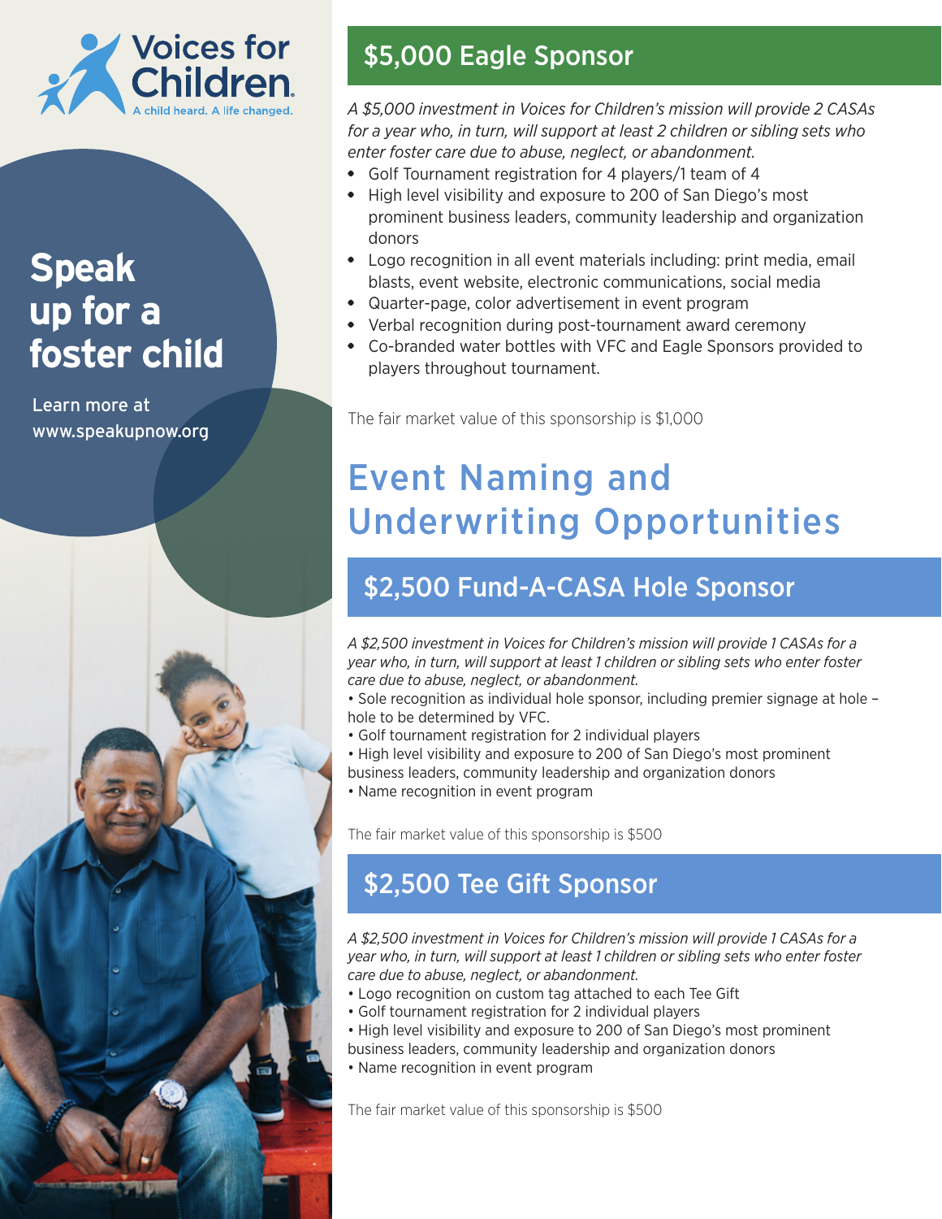Voices for Children

A child heard. A life changed.

# Speak up for a foster child

Learn more at www.speakupnow.org

## $5,000 Eagle Sponsor

*A $5,000 investment in Voices for Children's mission will provide 2 CASAs for a year who, in turn, will support at least 2 children or sibling sets who enter foster care due to abuse, neglect, or abandonment.*

- Golf Tournament registration for 4 players/1 team of 4
- High level visibility and exposure to 200 of San Diego's most prominent business leaders, community leadership and organization donors
- Logo recognition in all event materials including: print media, email blasts, event website, electronic communications, social media
- Quarter-page, color advertisement in event program
- Verbal recognition during post-tournament award ceremony
- Co-branded water bottles with VFC and Eagle Sponsors provided to players throughout tournament.

The fair market value of this sponsorship is $1,000

# Event Naming and Underwriting Opportunities

## $2,500 Fund-A-CASA Hole Sponsor

*A $2,500 investment in Voices for Children's mission will provide 1 CASAs for a year who, in turn, will support at least 1 children or sibling sets who enter foster care due to abuse, neglect, or abandonment.*

- Sole recognition as individual hole sponsor, including premier signage at hole – hole to be determined by VFC.
- Golf tournament registration for 2 individual players
- High level visibility and exposure to 200 of San Diego's most prominent business leaders, community leadership and organization donors
- Name recognition in event program

The fair market value of this sponsorship is $500

## $2,500 Tee Gift Sponsor

*A $2,500 investment in Voices for Children's mission will provide 1 CASAs for a year who, in turn, will support at least 1 children or sibling sets who enter foster care due to abuse, neglect, or abandonment.*

- Logo recognition on custom tag attached to each Tee Gift
- Golf tournament registration for 2 individual players
- High level visibility and exposure to 200 of San Diego's most prominent business leaders, community leadership and organization donors
- Name recognition in event program

The fair market value of this sponsorship is $500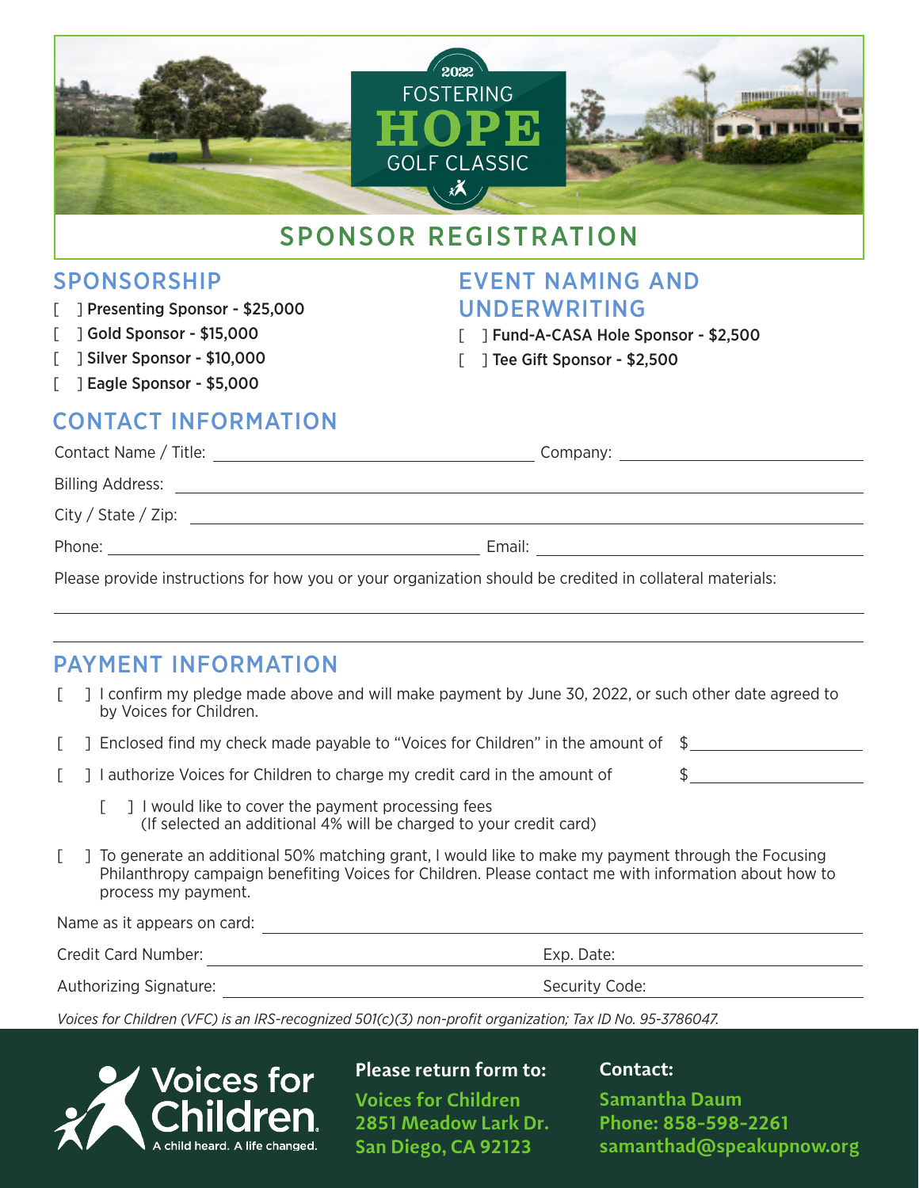2022 FOSTERING HOPE GOLF CLASSIC

# SPONSOR REGISTRATION

## SPONSORSHIP

[ ] **Presenting Sponsor - $25,000**

[ ] **Gold Sponsor - $15,000**

[ ] **Silver Sponsor - $10,000**

[ ] **Eagle Sponsor - $5,000**

## EVENT NAMING AND UNDERWRITING

[ ] **Fund-A-CASA Hole Sponsor - $2,500**

[ ] **Tee Gift Sponsor - $2,500**

## CONTACT INFORMATION

Contact Name / Title: ______________________ Company: ______________________

Billing Address: ______________________

City / State / Zip: ______________________

Phone: ______________________ Email: ______________________

Please provide instructions for how you or your organization should be credited in collateral materials:

______________________

______________________

## PAYMENT INFORMATION

[ ] I confirm my pledge made above and will make payment by June 30, 2022, or such other date agreed to by Voices for Children.

[ ] Enclosed find my check made payable to “Voices for Children” in the amount of $__________

[ ] I authorize Voices for Children to charge my credit card in the amount of $__________

  [ ] I would like to cover the payment processing fees (If selected an additional 4% will be charged to your credit card)

[ ] To generate an additional 50% matching grant, I would like to make my payment through the Focusing Philanthropy campaign benefiting Voices for Children. Please contact me with information about how to process my payment.

Name as it appears on card: ______________________

Credit Card Number: ______________________ Exp. Date: __________

Authorizing Signature: ______________________ Security Code: __________

*Voices for Children (VFC) is an IRS-recognized 501(c)(3) non-profit organization; Tax ID No. 95-3786047.*

Voices for Children
A child heard. A life changed.

**Please return form to:**

Voices for Children
2851 Meadow Lark Dr.
San Diego, CA 92123

**Contact:**

Samantha Daum
Phone: 858-598-2261
samanthad@speakupnow.org